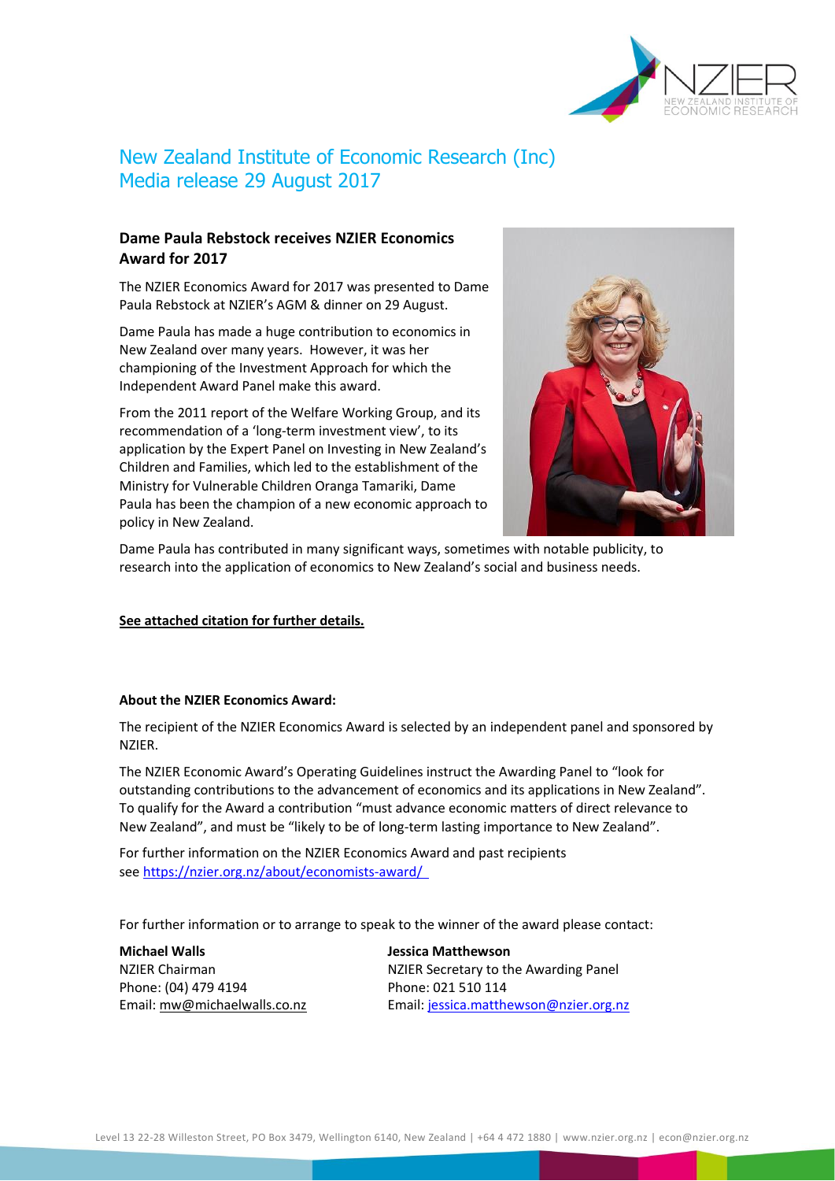# New Zealand Institute of Economic Research (Inc)
# Media release 29 August 2017

## Dame Paula Rebstock receives NZIER Economics Award for 2017

The NZIER Economics Award for 2017 was presented to Dame Paula Rebstock at NZIER's AGM & dinner on 29 August.

Dame Paula has made a huge contribution to economics in New Zealand over many years. However, it was her championing of the Investment Approach for which the Independent Award Panel make this award.

From the 2011 report of the Welfare Working Group, and its recommendation of a 'long-term investment view', to its application by the Expert Panel on Investing in New Zealand's Children and Families, which led to the establishment of the Ministry for Vulnerable Children Oranga Tamariki, Dame Paula has been the champion of a new economic approach to policy in New Zealand.

Dame Paula has contributed in many significant ways, sometimes with notable publicity, to research into the application of economics to New Zealand's social and business needs.

**See attached citation for further details.**

**About the NZIER Economics Award:**

The recipient of the NZIER Economics Award is selected by an independent panel and sponsored by NZIER.

The NZIER Economic Award's Operating Guidelines instruct the Awarding Panel to "look for outstanding contributions to the advancement of economics and its applications in New Zealand". To qualify for the Award a contribution "must advance economic matters of direct relevance to New Zealand", and must be "likely to be of long-term lasting importance to New Zealand".

For further information on the NZIER Economics Award and past recipients see https://nzier.org.nz/about/economists-award/

For further information or to arrange to speak to the winner of the award please contact:

**Michael Walls**
NZIER Chairman
Phone: (04) 479 4194
Email: mw@michaelwalls.co.nz

**Jessica Matthewson**
NZIER Secretary to the Awarding Panel
Phone: 021 510 114
Email: jessica.matthewson@nzier.org.nz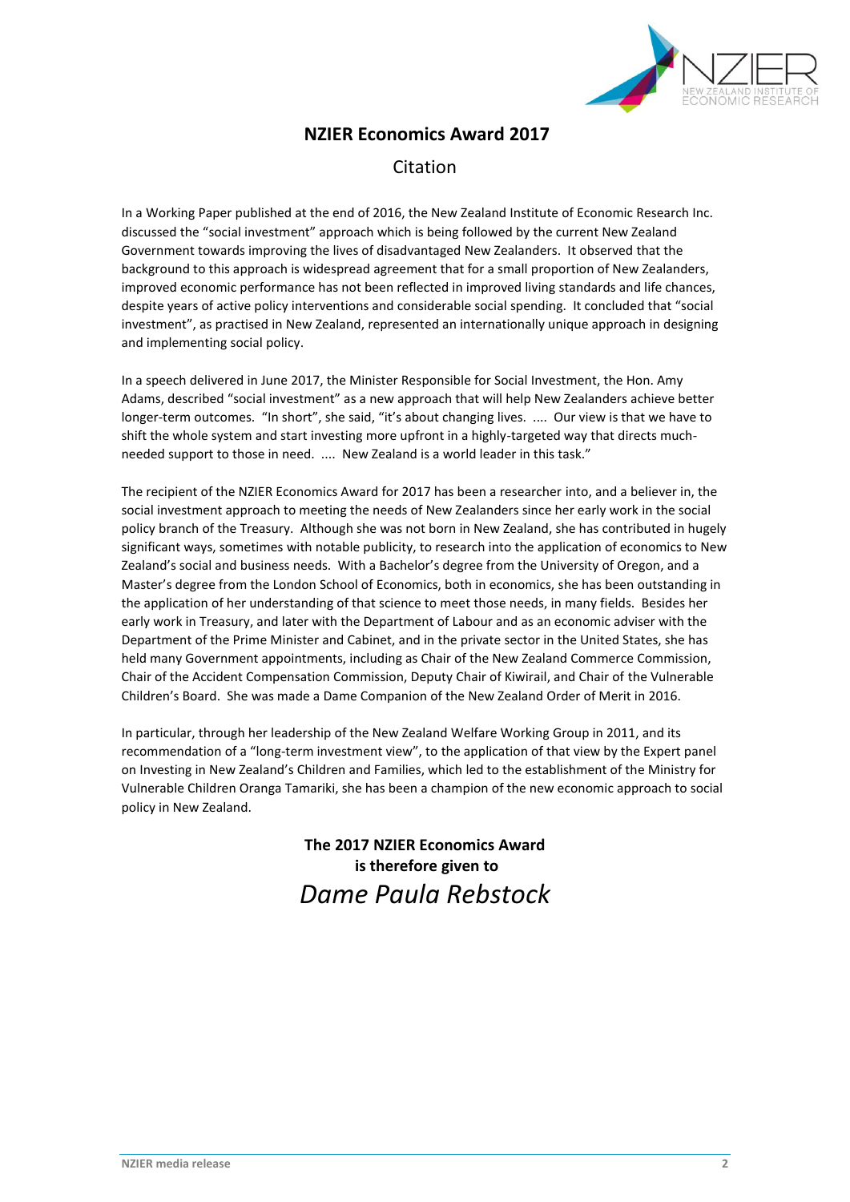## NZIER Economics Award 2017

Citation

In a Working Paper published at the end of 2016, the New Zealand Institute of Economic Research Inc. discussed the "social investment" approach which is being followed by the current New Zealand Government towards improving the lives of disadvantaged New Zealanders. It observed that the background to this approach is widespread agreement that for a small proportion of New Zealanders, improved economic performance has not been reflected in improved living standards and life chances, despite years of active policy interventions and considerable social spending. It concluded that "social investment", as practised in New Zealand, represented an internationally unique approach in designing and implementing social policy.

In a speech delivered in June 2017, the Minister Responsible for Social Investment, the Hon. Amy Adams, described "social investment" as a new approach that will help New Zealanders achieve better longer-term outcomes. "In short", she said, "it's about changing lives. .... Our view is that we have to shift the whole system and start investing more upfront in a highly-targeted way that directs much-needed support to those in need. .... New Zealand is a world leader in this task."

The recipient of the NZIER Economics Award for 2017 has been a researcher into, and a believer in, the social investment approach to meeting the needs of New Zealanders since her early work in the social policy branch of the Treasury. Although she was not born in New Zealand, she has contributed in hugely significant ways, sometimes with notable publicity, to research into the application of economics to New Zealand's social and business needs. With a Bachelor's degree from the University of Oregon, and a Master's degree from the London School of Economics, both in economics, she has been outstanding in the application of her understanding of that science to meet those needs, in many fields. Besides her early work in Treasury, and later with the Department of Labour and as an economic adviser with the Department of the Prime Minister and Cabinet, and in the private sector in the United States, she has held many Government appointments, including as Chair of the New Zealand Commerce Commission, Chair of the Accident Compensation Commission, Deputy Chair of Kiwirail, and Chair of the Vulnerable Children's Board. She was made a Dame Companion of the New Zealand Order of Merit in 2016.

In particular, through her leadership of the New Zealand Welfare Working Group in 2011, and its recommendation of a "long-term investment view", to the application of that view by the Expert panel on Investing in New Zealand's Children and Families, which led to the establishment of the Ministry for Vulnerable Children Oranga Tamariki, she has been a champion of the new economic approach to social policy in New Zealand.

**The 2017 NZIER Economics Award**
**is therefore given to**
*Dame Paula Rebstock*